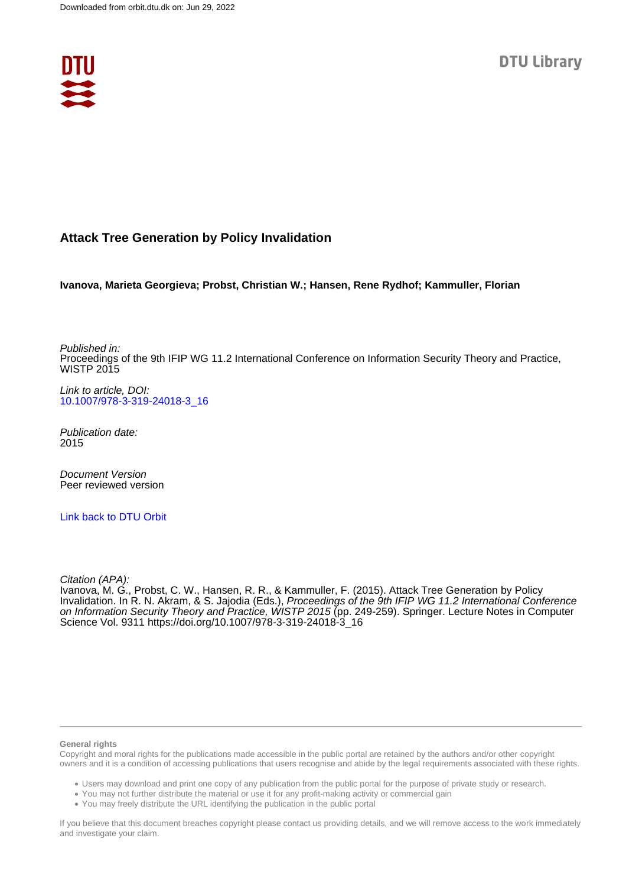Downloaded from orbit.dtu.dk on: Jun 29, 2022

DTU Library

# Attack Tree Generation by Policy Invalidation

**Ivanova, Marieta Georgieva; Probst, Christian W.; Hansen, Rene Rydhof; Kammuller, Florian**

*Published in:*
Proceedings of the 9th IFIP WG 11.2 International Conference on Information Security Theory and Practice, WISTP 2015

*Link to article, DOI:*
10.1007/978-3-319-24018-3_16

*Publication date:*
2015

*Document Version*
Peer reviewed version

Link back to DTU Orbit

*Citation (APA):*
Ivanova, M. G., Probst, C. W., Hansen, R. R., & Kammuller, F. (2015). Attack Tree Generation by Policy Invalidation. In R. N. Akram, & S. Jajodia (Eds.), *Proceedings of the 9th IFIP WG 11.2 International Conference on Information Security Theory and Practice, WISTP 2015* (pp. 249-259). Springer. Lecture Notes in Computer Science Vol. 9311 https://doi.org/10.1007/978-3-319-24018-3_16

**General rights**
Copyright and moral rights for the publications made accessible in the public portal are retained by the authors and/or other copyright owners and it is a condition of accessing publications that users recognise and abide by the legal requirements associated with these rights.

- Users may download and print one copy of any publication from the public portal for the purpose of private study or research.
- You may not further distribute the material or use it for any profit-making activity or commercial gain
- You may freely distribute the URL identifying the publication in the public portal

If you believe that this document breaches copyright please contact us providing details, and we will remove access to the work immediately and investigate your claim.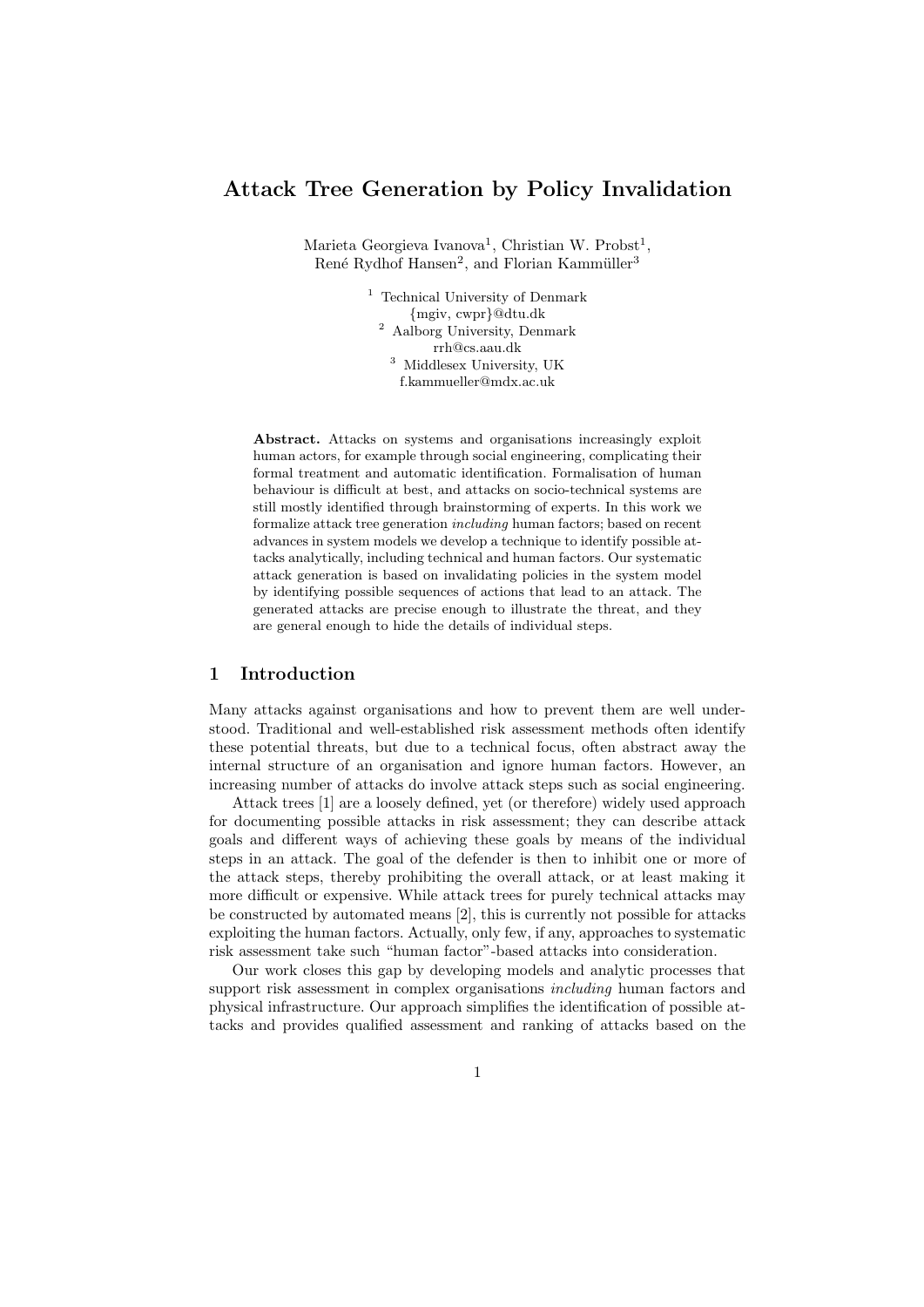# Attack Tree Generation by Policy Invalidation

Marieta Georgieva Ivanova[1], Christian W. Probst[1], René Rydhof Hansen[2], and Florian Kammüller[3]

[1] Technical University of Denmark
{mgiv, cwpr}@dtu.dk
[2] Aalborg University, Denmark
rrh@cs.aau.dk
[3] Middlesex University, UK
f.kammueller@mdx.ac.uk

**Abstract.** Attacks on systems and organisations increasingly exploit human actors, for example through social engineering, complicating their formal treatment and automatic identification. Formalisation of human behaviour is difficult at best, and attacks on socio-technical systems are still mostly identified through brainstorming of experts. In this work we formalize attack tree generation *including* human factors; based on recent advances in system models we develop a technique to identify possible attacks analytically, including technical and human factors. Our systematic attack generation is based on invalidating policies in the system model by identifying possible sequences of actions that lead to an attack. The generated attacks are precise enough to illustrate the threat, and they are general enough to hide the details of individual steps.

## 1 Introduction

Many attacks against organisations and how to prevent them are well understood. Traditional and well-established risk assessment methods often identify these potential threats, but due to a technical focus, often abstract away the internal structure of an organisation and ignore human factors. However, an increasing number of attacks do involve attack steps such as social engineering.

Attack trees [1] are a loosely defined, yet (or therefore) widely used approach for documenting possible attacks in risk assessment; they can describe attack goals and different ways of achieving these goals by means of the individual steps in an attack. The goal of the defender is then to inhibit one or more of the attack steps, thereby prohibiting the overall attack, or at least making it more difficult or expensive. While attack trees for purely technical attacks may be constructed by automated means [2], this is currently not possible for attacks exploiting the human factors. Actually, only few, if any, approaches to systematic risk assessment take such "human factor"-based attacks into consideration.

Our work closes this gap by developing models and analytic processes that support risk assessment in complex organisations *including* human factors and physical infrastructure. Our approach simplifies the identification of possible attacks and provides qualified assessment and ranking of attacks based on the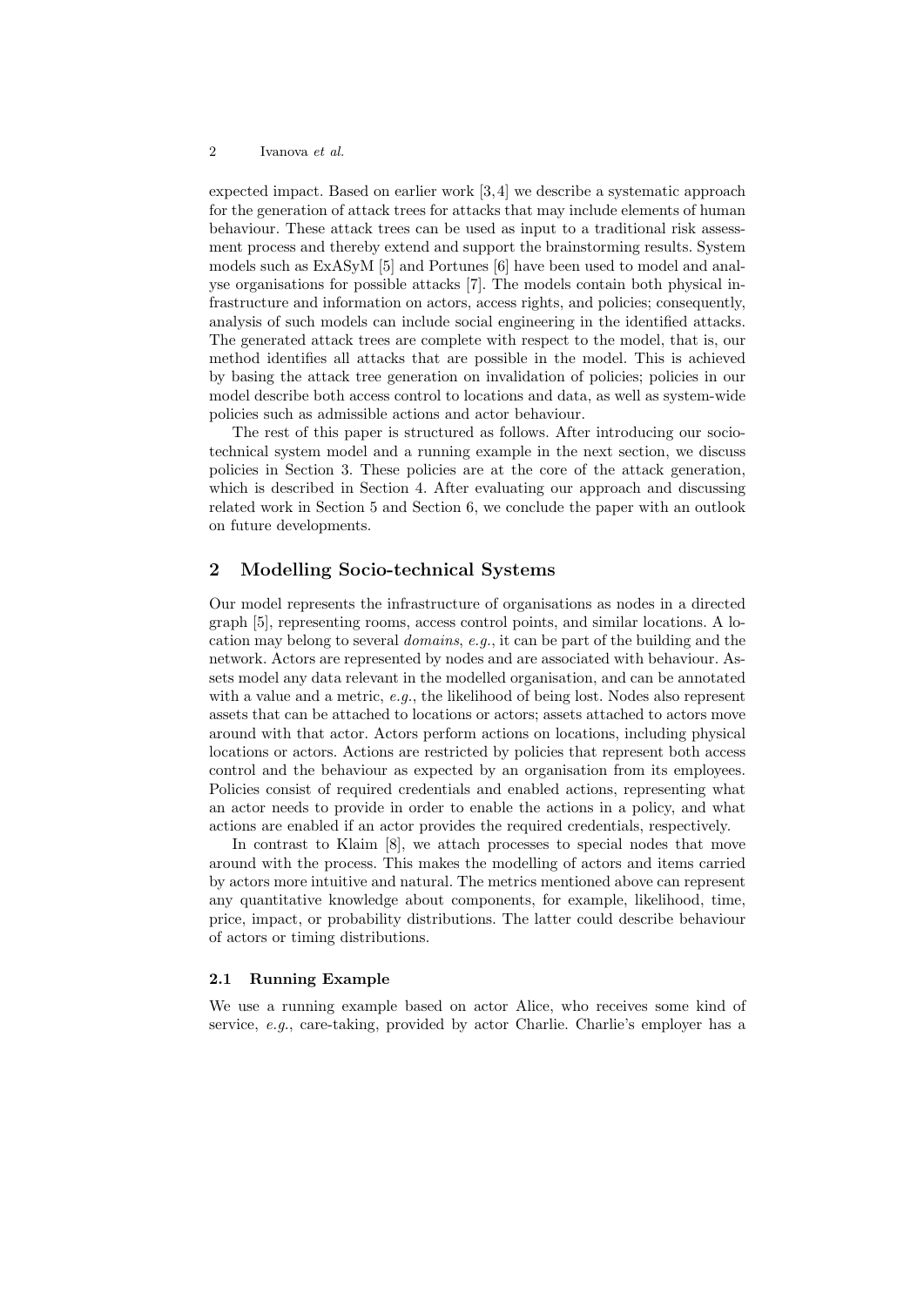expected impact. Based on earlier work [3,4] we describe a systematic approach for the generation of attack trees for attacks that may include elements of human behaviour. These attack trees can be used as input to a traditional risk assessment process and thereby extend and support the brainstorming results. System models such as ExASyM [5] and Portunes [6] have been used to model and analyse organisations for possible attacks [7]. The models contain both physical infrastructure and information on actors, access rights, and policies; consequently, analysis of such models can include social engineering in the identified attacks. The generated attack trees are complete with respect to the model, that is, our method identifies all attacks that are possible in the model. This is achieved by basing the attack tree generation on invalidation of policies; policies in our model describe both access control to locations and data, as well as system-wide policies such as admissible actions and actor behaviour.

The rest of this paper is structured as follows. After introducing our socio-technical system model and a running example in the next section, we discuss policies in Section 3. These policies are at the core of the attack generation, which is described in Section 4. After evaluating our approach and discussing related work in Section 5 and Section 6, we conclude the paper with an outlook on future developments.

## 2 Modelling Socio-technical Systems

Our model represents the infrastructure of organisations as nodes in a directed graph [5], representing rooms, access control points, and similar locations. A location may belong to several *domains*, *e.g.*, it can be part of the building and the network. Actors are represented by nodes and are associated with behaviour. Assets model any data relevant in the modelled organisation, and can be annotated with a value and a metric, *e.g.*, the likelihood of being lost. Nodes also represent assets that can be attached to locations or actors; assets attached to actors move around with that actor. Actors perform actions on locations, including physical locations or actors. Actions are restricted by policies that represent both access control and the behaviour as expected by an organisation from its employees. Policies consist of required credentials and enabled actions, representing what an actor needs to provide in order to enable the actions in a policy, and what actions are enabled if an actor provides the required credentials, respectively.

In contrast to Klaim [8], we attach processes to special nodes that move around with the process. This makes the modelling of actors and items carried by actors more intuitive and natural. The metrics mentioned above can represent any quantitative knowledge about components, for example, likelihood, time, price, impact, or probability distributions. The latter could describe behaviour of actors or timing distributions.

### 2.1 Running Example

We use a running example based on actor Alice, who receives some kind of service, *e.g.*, care-taking, provided by actor Charlie. Charlie's employer has a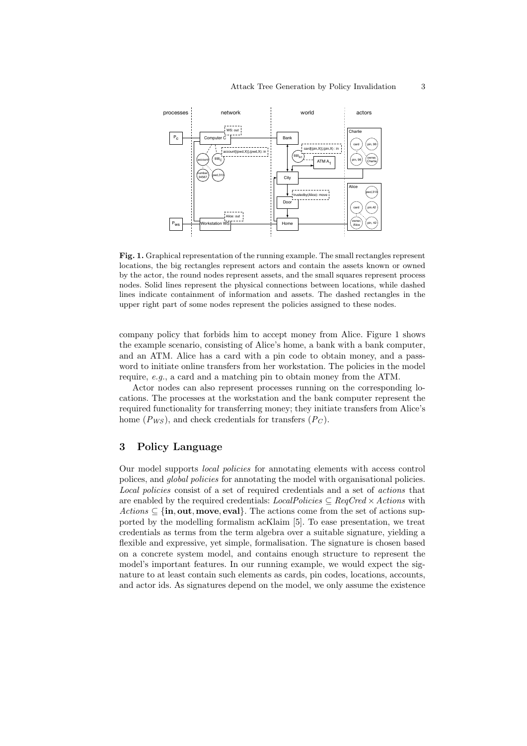**Fig. 1.** Graphical representation of the running example. The small rectangles represent locations, the big rectangles represent actors and contain the assets known or owned by the actor, the round nodes represent assets, and the small squares represent process nodes. Solid lines represent the physical connections between locations, while dashed lines indicate containment of information and assets. The dashed rectangles in the upper right part of some nodes represent the policies assigned to these nodes.

company policy that forbids him to accept money from Alice. Figure 1 shows the example scenario, consisting of Alice's home, a bank with a bank computer, and an ATM. Alice has a card with a pin code to obtain money, and a password to initiate online transfers from her workstation. The policies in the model require, *e.g.*, a card and a matching pin to obtain money from the ATM.

Actor nodes can also represent processes running on the corresponding locations. The processes at the workstation and the bank computer represent the required functionality for transferring money; they initiate transfers from Alice's home ($P_{WS}$), and check credentials for transfers ($P_C$).

## 3 Policy Language

Our model supports *local policies* for annotating elements with access control polices, and *global policies* for annotating the model with organisational policies. *Local policies* consist of a set of required credentials and a set of *actions* that are enabled by the required credentials: $LocalPolicies \subseteq ReqCred \times Actions$ with $Actions \subseteq \{\textbf{in}, \textbf{out}, \textbf{move}, \textbf{eval}\}$. The actions come from the set of actions supported by the modelling formalism acKlaim [5]. To ease presentation, we treat credentials as terms from the term algebra over a suitable signature, yielding a flexible and expressive, yet simple, formalisation. The signature is chosen based on a concrete system model, and contains enough structure to represent the model's important features. In our running example, we would expect the signature to at least contain such elements as cards, pin codes, locations, accounts, and actor ids. As signatures depend on the model, we only assume the existence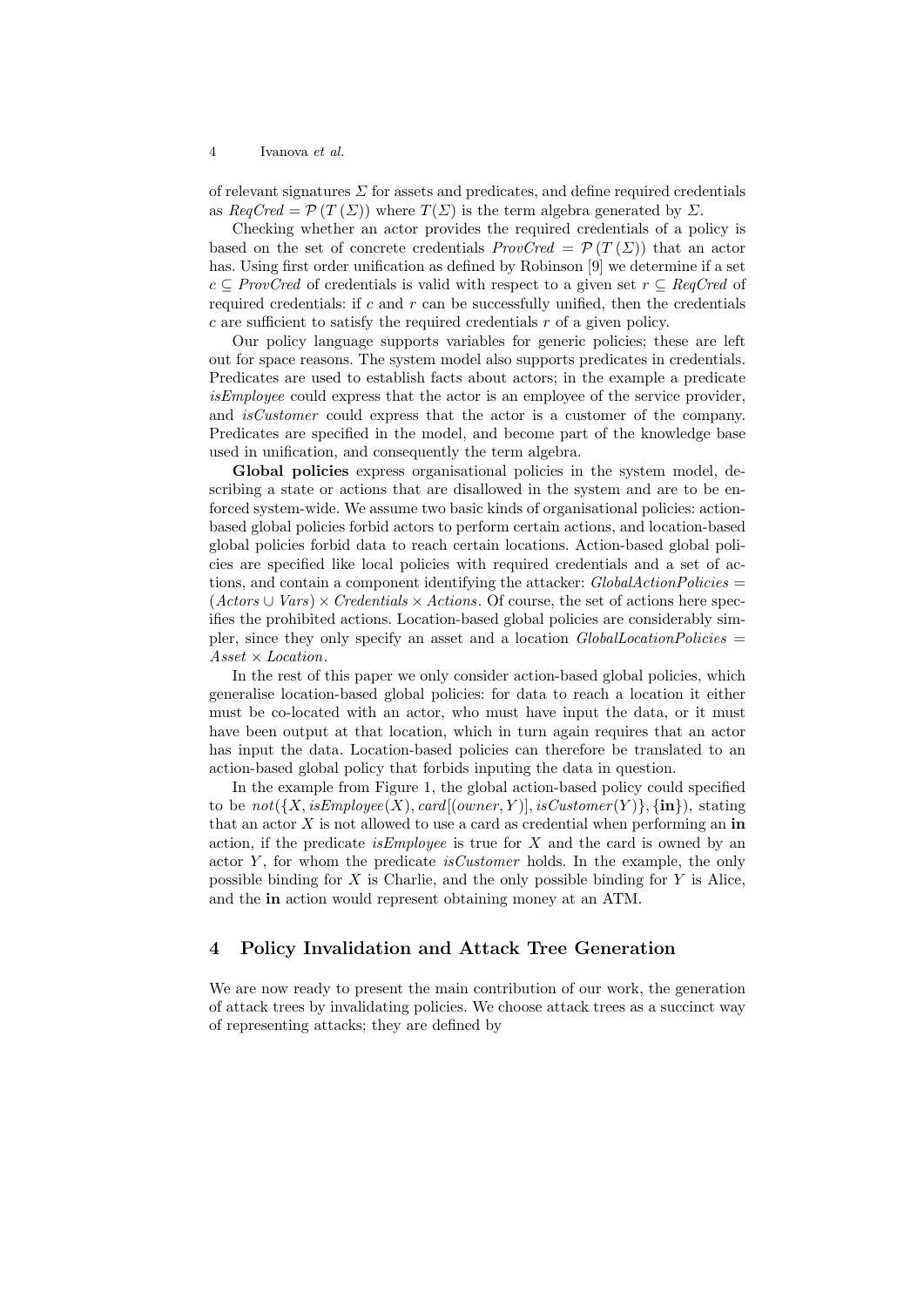of relevant signatures $\Sigma$ for assets and predicates, and define required credentials as $ReqCred = \mathcal{P}(T(\Sigma))$ where $T(\Sigma)$ is the term algebra generated by $\Sigma$.

Checking whether an actor provides the required credentials of a policy is based on the set of concrete credentials $ProvCred = \mathcal{P}(T(\Sigma))$ that an actor has. Using first order unification as defined by Robinson [9] we determine if a set $c \subseteq ProvCred$ of credentials is valid with respect to a given set $r \subseteq ReqCred$ of required credentials: if $c$ and $r$ can be successfully unified, then the credentials $c$ are sufficient to satisfy the required credentials $r$ of a given policy.

Our policy language supports variables for generic policies; these are left out for space reasons. The system model also supports predicates in credentials. Predicates are used to establish facts about actors; in the example a predicate *isEmployee* could express that the actor is an employee of the service provider, and *isCustomer* could express that the actor is a customer of the company. Predicates are specified in the model, and become part of the knowledge base used in unification, and consequently the term algebra.

**Global policies** express organisational policies in the system model, describing a state or actions that are disallowed in the system and are to be enforced system-wide. We assume two basic kinds of organisational policies: action-based global policies forbid actors to perform certain actions, and location-based global policies forbid data to reach certain locations. Action-based global policies are specified like local policies with required credentials and a set of actions, and contain a component identifying the attacker: $GlobalActionPolicies = (Actors \cup Vars) \times Credentials \times Actions$. Of course, the set of actions here specifies the prohibited actions. Location-based global policies are considerably simpler, since they only specify an asset and a location $GlobalLocationPolicies = Asset \times Location$.

In the rest of this paper we only consider action-based global policies, which generalise location-based global policies: for data to reach a location it either must be co-located with an actor, who must have input the data, or it must have been output at that location, which in turn again requires that an actor has input the data. Location-based policies can therefore be translated to an action-based global policy that forbids inputing the data in question.

In the example from Figure 1, the global action-based policy could specified to be $not(\{X, isEmployee(X), card[(owner, Y)], isCustomer(Y)\}, \{\mathbf{in}\})$, stating that an actor $X$ is not allowed to use a card as credential when performing an **in** action, if the predicate *isEmployee* is true for $X$ and the card is owned by an actor $Y$, for whom the predicate *isCustomer* holds. In the example, the only possible binding for $X$ is Charlie, and the only possible binding for $Y$ is Alice, and the **in** action would represent obtaining money at an ATM.

## 4 Policy Invalidation and Attack Tree Generation

We are now ready to present the main contribution of our work, the generation of attack trees by invalidating policies. We choose attack trees as a succinct way of representing attacks; they are defined by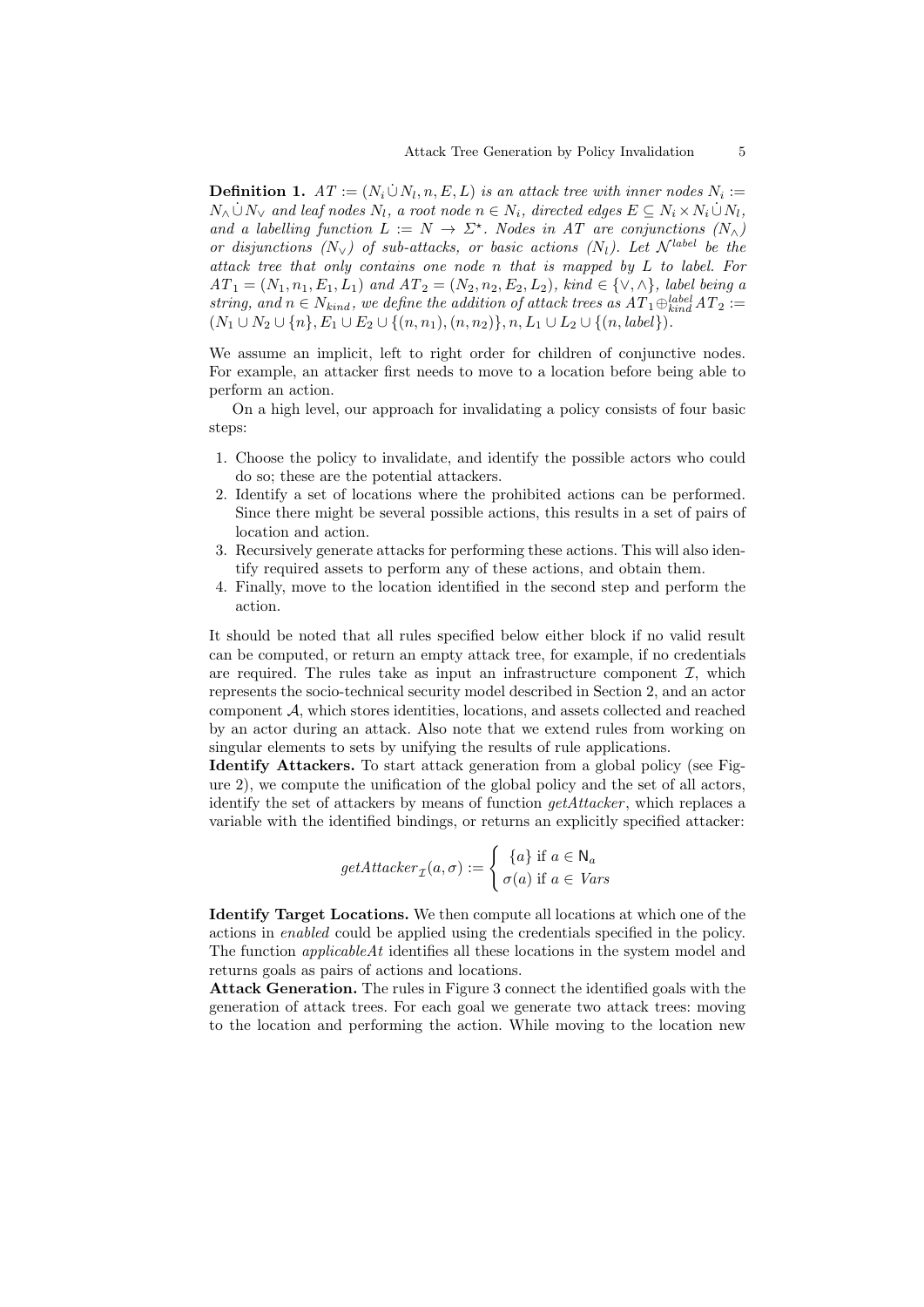**Definition 1.** *$AT := (N_i \dot\cup N_l, n, E, L)$ is an attack tree with inner nodes $N_i := N_\wedge \dot\cup N_\vee$ and leaf nodes $N_l$, a root node $n \in N_i$, directed edges $E \subseteq N_i \times N_i \dot\cup N_l$, and a labelling function $L := N \to \Sigma^\star$. Nodes in AT are conjunctions ($N_\wedge$) or disjunctions ($N_\vee$) of sub-attacks, or basic actions ($N_l$). Let $\mathcal{N}^{label}$ be the attack tree that only contains one node $n$ that is mapped by $L$ to label. For $AT_1 = (N_1, n_1, E_1, L_1)$ and $AT_2 = (N_2, n_2, E_2, L_2)$, $kind \in \{\vee, \wedge\}$, label being a string, and $n \in N_{kind}$, we define the addition of attack trees as $AT_1 \oplus_{kind}^{label} AT_2 := (N_1 \cup N_2 \cup \{n\}, E_1 \cup E_2 \cup \{(n, n_1), (n, n_2)\}, n, L_1 \cup L_2 \cup \{(n, label\}).$*

We assume an implicit, left to right order for children of conjunctive nodes. For example, an attacker first needs to move to a location before being able to perform an action.

On a high level, our approach for invalidating a policy consists of four basic steps:

1. Choose the policy to invalidate, and identify the possible actors who could do so; these are the potential attackers.
2. Identify a set of locations where the prohibited actions can be performed. Since there might be several possible actions, this results in a set of pairs of location and action.
3. Recursively generate attacks for performing these actions. This will also identify required assets to perform any of these actions, and obtain them.
4. Finally, move to the location identified in the second step and perform the action.

It should be noted that all rules specified below either block if no valid result can be computed, or return an empty attack tree, for example, if no credentials are required. The rules take as input an infrastructure component $\mathcal{I}$, which represents the socio-technical security model described in Section 2, and an actor component $\mathcal{A}$, which stores identities, locations, and assets collected and reached by an actor during an attack. Also note that we extend rules from working on singular elements to sets by unifying the results of rule applications.

**Identify Attackers.** To start attack generation from a global policy (see Figure 2), we compute the unification of the global policy and the set of all actors, identify the set of attackers by means of function *getAttacker*, which replaces a variable with the identified bindings, or returns an explicitly specified attacker:

$$getAttacker_{\mathcal{I}}(a, \sigma) := \begin{cases} \{a\} \text{ if } a \in \mathsf{N}_a \\ \sigma(a) \text{ if } a \in \mathit{Vars} \end{cases}$$

**Identify Target Locations.** We then compute all locations at which one of the actions in *enabled* could be applied using the credentials specified in the policy. The function *applicableAt* identifies all these locations in the system model and returns goals as pairs of actions and locations.

**Attack Generation.** The rules in Figure 3 connect the identified goals with the generation of attack trees. For each goal we generate two attack trees: moving to the location and performing the action. While moving to the location new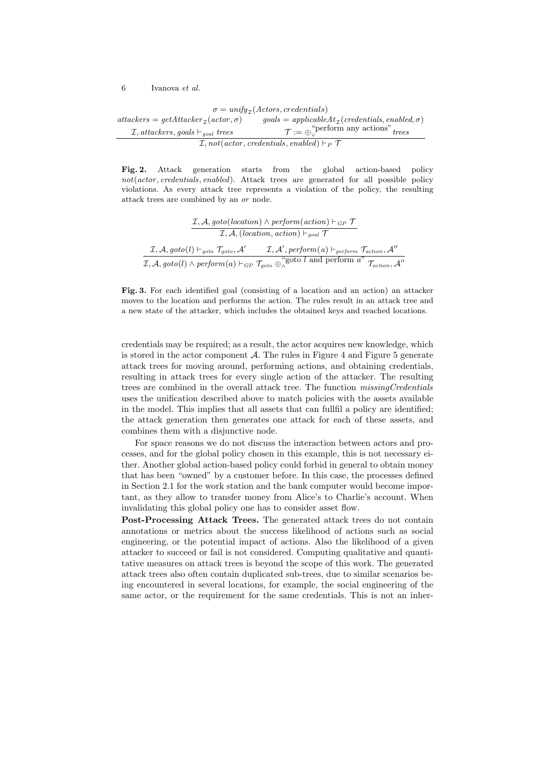$$\frac{\begin{array}{c}\sigma = \mathit{unify}_{\mathcal{I}}(\mathit{Actors}, \mathit{credentials}) \\ \mathit{attackers} = \mathit{getAttacker}_{\mathcal{I}}(\mathit{actor}, \sigma) \qquad \mathit{goals} = \mathit{applicableAt}_{\mathcal{I}}(\mathit{credentials}, \mathit{enabled}, \sigma) \\ \mathcal{I}, \mathit{attackers}, \mathit{goals} \vdash_{\mathit{goal}} \mathit{trees} \qquad\qquad \mathcal{T} := \oplus_{\vee}^{\text{“perform any actions”}} \mathit{trees}\end{array}}{\mathcal{I}, \mathit{not}(\mathit{actor}, \mathit{credentials}, \mathit{enabled}) \vdash_{P} \mathcal{T}}$$

**Fig. 2.** Attack generation starts from the global action-based policy $\mathit{not}(\mathit{actor}, \mathit{credentials}, \mathit{enabled})$. Attack trees are generated for all possible policy violations. As every attack tree represents a violation of the policy, the resulting attack trees are combined by an *or* node.

$$\frac{\mathcal{I}, \mathcal{A}, \mathit{goto}(\mathit{location}) \wedge \mathit{perform}(\mathit{action}) \vdash_{GP} \mathcal{T}}{\mathcal{I}, \mathcal{A}, (\mathit{location}, \mathit{action}) \vdash_{\mathit{goal}} \mathcal{T}}$$

$$\frac{\mathcal{I}, \mathcal{A}, \mathit{goto}(l) \vdash_{\mathit{goto}} \mathcal{T}_{\mathit{goto}}, \mathcal{A}' \qquad \mathcal{I}, \mathcal{A}', \mathit{perform}(a) \vdash_{\mathit{perform}} \mathcal{T}_{\mathit{action}}, \mathcal{A}''}{\mathcal{I}, \mathcal{A}, \mathit{goto}(l) \wedge \mathit{perform}(a) \vdash_{GP} \mathcal{T}_{\mathit{goto}} \oplus_{\wedge}^{\text{“goto } l \text{ and perform } a\text{”}} \mathcal{T}_{\mathit{action}}, \mathcal{A}''}$$

**Fig. 3.** For each identified goal (consisting of a location and an action) an attacker moves to the location and performs the action. The rules result in an attack tree and a new state of the attacker, which includes the obtained keys and reached locations.

credentials may be required; as a result, the actor acquires new knowledge, which is stored in the actor component $\mathcal{A}$. The rules in Figure 4 and Figure 5 generate attack trees for moving around, performing actions, and obtaining credentials, resulting in attack trees for every single action of the attacker. The resulting trees are combined in the overall attack tree. The function *missingCredentials* uses the unification described above to match policies with the assets available in the model. This implies that all assets that can fullfil a policy are identified; the attack generation then generates one attack for each of these assets, and combines them with a disjunctive node.

For space reasons we do not discuss the interaction between actors and processes, and for the global policy chosen in this example, this is not necessary either. Another global action-based policy could forbid in general to obtain money that has been "owned" by a customer before. In this case, the processes defined in Section 2.1 for the work station and the bank computer would become important, as they allow to transfer money from Alice's to Charlie's account. When invalidating this global policy one has to consider asset flow.

**Post-Processing Attack Trees.** The generated attack trees do not contain annotations or metrics about the success likelihood of actions such as social engineering, or the potential impact of actions. Also the likelihood of a given attacker to succeed or fail is not considered. Computing qualitative and quantitative measures on attack trees is beyond the scope of this work. The generated attack trees also often contain duplicated sub-trees, due to similar scenarios being encountered in several locations, for example, the social engineering of the same actor, or the requirement for the same credentials. This is not an inher-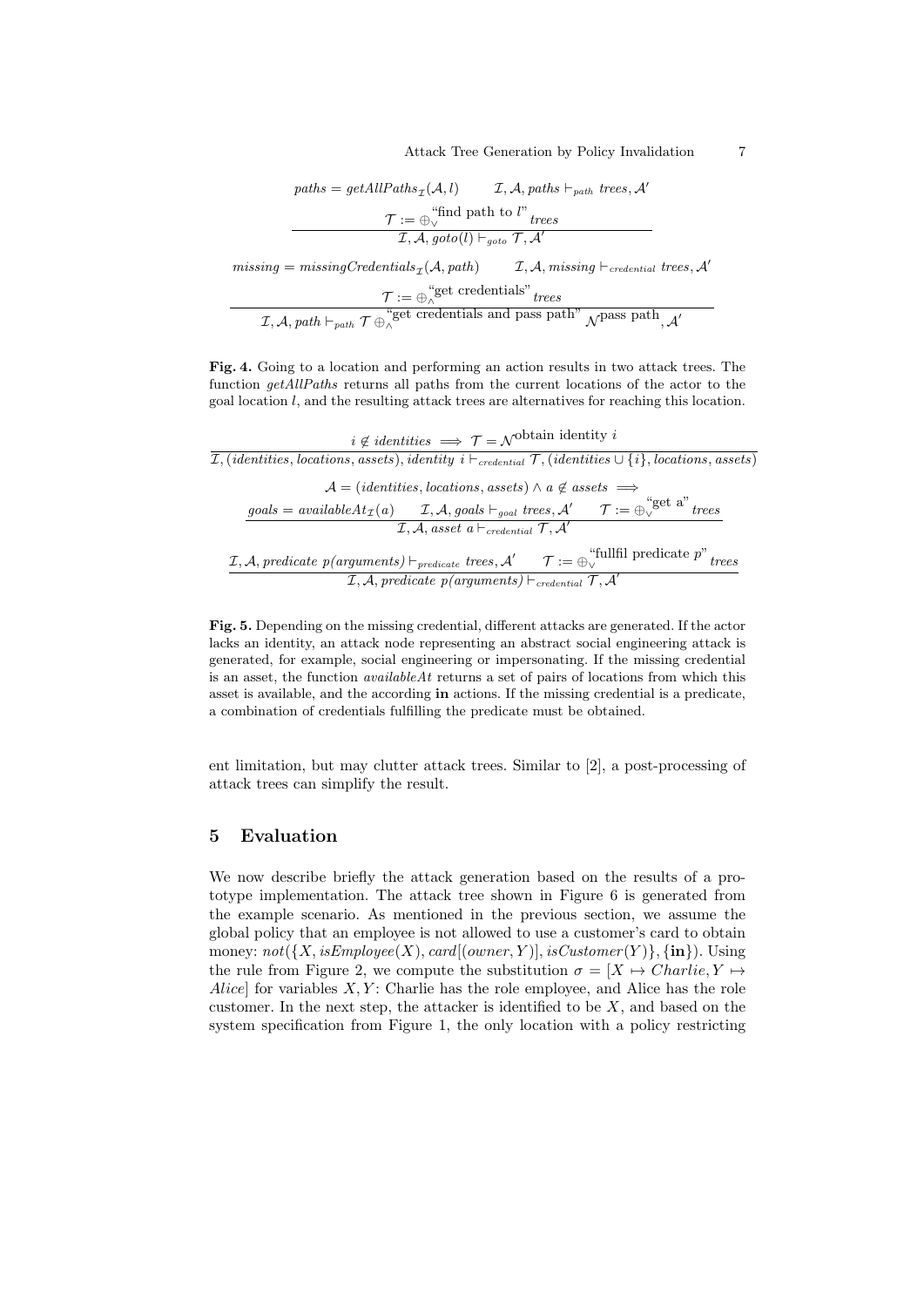$$\frac{paths = getAllPaths_{\mathcal{I}}(\mathcal{A}, l) \qquad \mathcal{I}, \mathcal{A}, paths \vdash_{path} trees, \mathcal{A}' \qquad \mathcal{T} := \oplus_{\vee}^{\text{"find path to } l\text{"}} trees}{\mathcal{I}, \mathcal{A}, goto(l) \vdash_{goto} \mathcal{T}, \mathcal{A}'}$$

$$\frac{missing = missingCredentials_{\mathcal{I}}(\mathcal{A}, path) \qquad \mathcal{I}, \mathcal{A}, missing \vdash_{credential} trees, \mathcal{A}' \qquad \mathcal{T} := \oplus_{\wedge}^{\text{"get credentials"}} trees}{\mathcal{I}, \mathcal{A}, path \vdash_{path} \mathcal{T} \oplus_{\wedge}^{\text{"get credentials and pass path"}} \mathcal{N}^{\text{pass path}}, \mathcal{A}'}$$

**Fig. 4.** Going to a location and performing an action results in two attack trees. The function *getAllPaths* returns all paths from the current locations of the actor to the goal location $l$, and the resulting attack trees are alternatives for reaching this location.

$$\frac{i \notin identities \implies \mathcal{T} = \mathcal{N}^{\text{obtain identity } i}}{\mathcal{I}, (identities, locations, assets), identity\ i \vdash_{credential} \mathcal{T}, (identities \cup \{i\}, locations, assets)}$$

$$\frac{\mathcal{A} = (identities, locations, assets) \wedge a \notin assets \implies goals = availableAt_{\mathcal{I}}(a) \qquad \mathcal{I}, \mathcal{A}, goals \vdash_{goal} trees, \mathcal{A}' \qquad \mathcal{T} := \oplus_{\vee}^{\text{"get a"}} trees}{\mathcal{I}, \mathcal{A}, asset\ a \vdash_{credential} \mathcal{T}, \mathcal{A}'}$$

$$\frac{\mathcal{I}, \mathcal{A}, predicate\ p(arguments) \vdash_{predicate} trees, \mathcal{A}' \qquad \mathcal{T} := \oplus_{\vee}^{\text{"fullfil predicate } p\text{"}} trees}{\mathcal{I}, \mathcal{A}, predicate\ p(arguments) \vdash_{credential} \mathcal{T}, \mathcal{A}'}$$

**Fig. 5.** Depending on the missing credential, different attacks are generated. If the actor lacks an identity, an attack node representing an abstract social engineering attack is generated, for example, social engineering or impersonating. If the missing credential is an asset, the function *availableAt* returns a set of pairs of locations from which this asset is available, and the according **in** actions. If the missing credential is a predicate, a combination of credentials fulfilling the predicate must be obtained.

ent limitation, but may clutter attack trees. Similar to [2], a post-processing of attack trees can simplify the result.

## 5 Evaluation

We now describe briefly the attack generation based on the results of a prototype implementation. The attack tree shown in Figure 6 is generated from the example scenario. As mentioned in the previous section, we assume the global policy that an employee is not allowed to use a customer's card to obtain money: $not(\{X, isEmployee(X), card[(owner, Y)], isCustomer(Y)\}, \{\mathbf{in}\})$. Using the rule from Figure 2, we compute the substitution $\sigma = [X \mapsto Charlie, Y \mapsto Alice]$ for variables $X, Y$: Charlie has the role employee, and Alice has the role customer. In the next step, the attacker is identified to be $X$, and based on the system specification from Figure 1, the only location with a policy restricting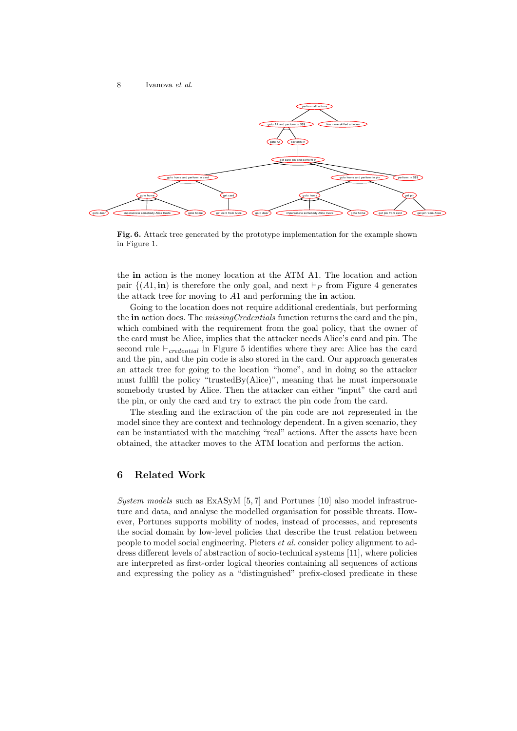perform all actions

goto A1 and perform in $$$

hire more skilled attacker

goto A1

perform in

get card pin and perform in

goto home and perform in card

goto home and perform in pin

perform in $$$

goto home

get card

goto home

get pin

goto door

impersonate somebody Alice trusts

goto home

get card from Alice

goto door

impersonate somebody Alice trusts

goto home

get pin from card

get pin from Alice

**Fig. 6.** Attack tree generated by the prototype implementation for the example shown in Figure 1.

the **in** action is the money location at the ATM A1. The location and action pair $\{(A1, \mathbf{in})$ is therefore the only goal, and next $\vdash_P$ from Figure 4 generates the attack tree for moving to $A1$ and performing the **in** action.

Going to the location does not require additional credentials, but performing the **in** action does. The *missingCredentials* function returns the card and the pin, which combined with the requirement from the goal policy, that the owner of the card must be Alice, implies that the attacker needs Alice's card and pin. The second rule $\vdash_{credential}$ in Figure 5 identifies where they are: Alice has the card and the pin, and the pin code is also stored in the card. Our approach generates an attack tree for going to the location "home", and in doing so the attacker must fullfil the policy "trustedBy(Alice)", meaning that he must impersonate somebody trusted by Alice. Then the attacker can either "input" the card and the pin, or only the card and try to extract the pin code from the card.

The stealing and the extraction of the pin code are not represented in the model since they are context and technology dependent. In a given scenario, they can be instantiated with the matching "real" actions. After the assets have been obtained, the attacker moves to the ATM location and performs the action.

## 6 Related Work

*System models* such as ExASyM [5, 7] and Portunes [10] also model infrastructure and data, and analyse the modelled organisation for possible threats. However, Portunes supports mobility of nodes, instead of processes, and represents the social domain by low-level policies that describe the trust relation between people to model social engineering. Pieters *et al.* consider policy alignment to address different levels of abstraction of socio-technical systems [11], where policies are interpreted as first-order logical theories containing all sequences of actions and expressing the policy as a "distinguished" prefix-closed predicate in these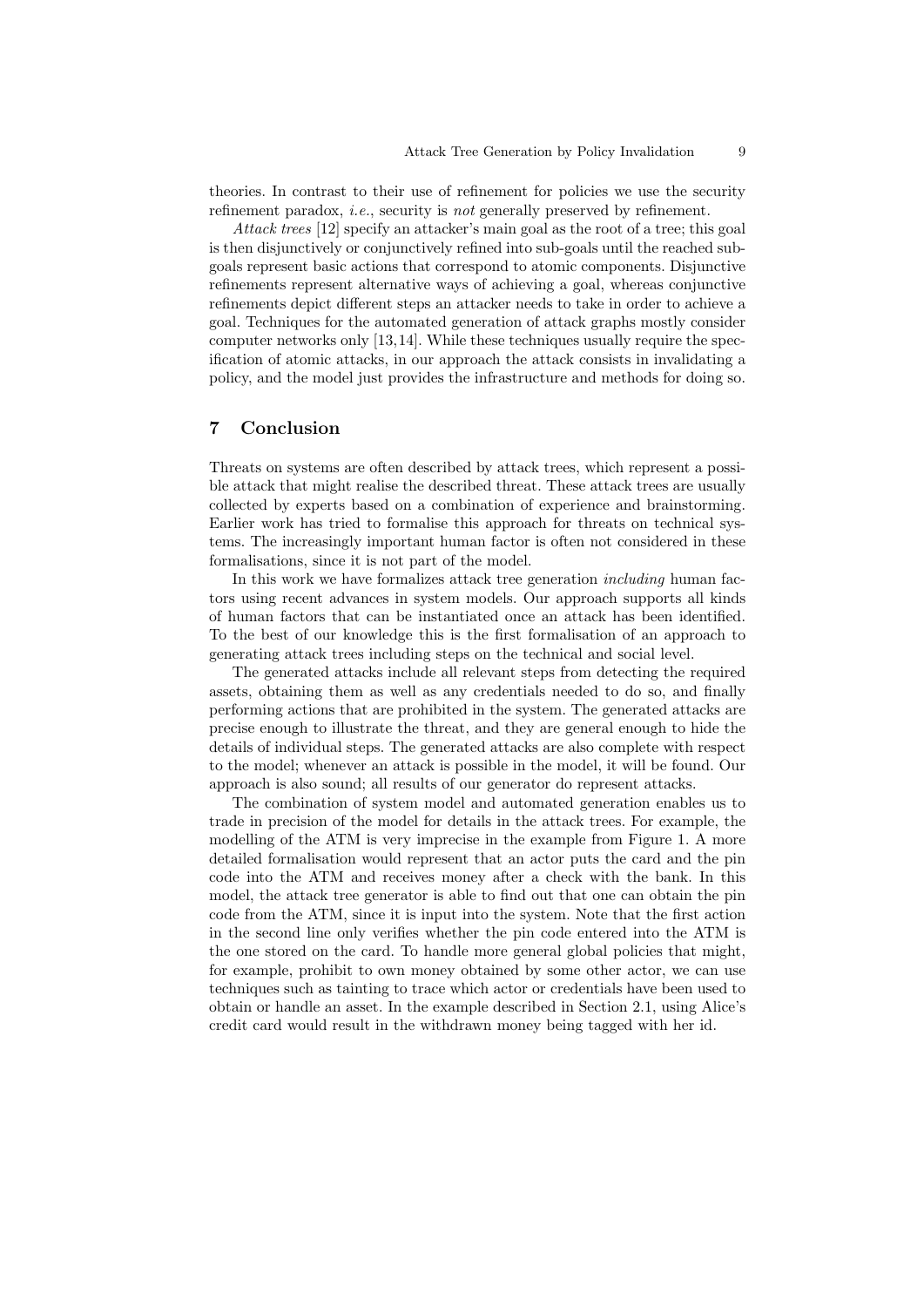theories. In contrast to their use of refinement for policies we use the security refinement paradox, *i.e.*, security is *not* generally preserved by refinement.

*Attack trees* [12] specify an attacker's main goal as the root of a tree; this goal is then disjunctively or conjunctively refined into sub-goals until the reached subgoals represent basic actions that correspond to atomic components. Disjunctive refinements represent alternative ways of achieving a goal, whereas conjunctive refinements depict different steps an attacker needs to take in order to achieve a goal. Techniques for the automated generation of attack graphs mostly consider computer networks only [13,14]. While these techniques usually require the specification of atomic attacks, in our approach the attack consists in invalidating a policy, and the model just provides the infrastructure and methods for doing so.

## 7 Conclusion

Threats on systems are often described by attack trees, which represent a possible attack that might realise the described threat. These attack trees are usually collected by experts based on a combination of experience and brainstorming. Earlier work has tried to formalise this approach for threats on technical systems. The increasingly important human factor is often not considered in these formalisations, since it is not part of the model.

In this work we have formalizes attack tree generation *including* human factors using recent advances in system models. Our approach supports all kinds of human factors that can be instantiated once an attack has been identified. To the best of our knowledge this is the first formalisation of an approach to generating attack trees including steps on the technical and social level.

The generated attacks include all relevant steps from detecting the required assets, obtaining them as well as any credentials needed to do so, and finally performing actions that are prohibited in the system. The generated attacks are precise enough to illustrate the threat, and they are general enough to hide the details of individual steps. The generated attacks are also complete with respect to the model; whenever an attack is possible in the model, it will be found. Our approach is also sound; all results of our generator do represent attacks.

The combination of system model and automated generation enables us to trade in precision of the model for details in the attack trees. For example, the modelling of the ATM is very imprecise in the example from Figure 1. A more detailed formalisation would represent that an actor puts the card and the pin code into the ATM and receives money after a check with the bank. In this model, the attack tree generator is able to find out that one can obtain the pin code from the ATM, since it is input into the system. Note that the first action in the second line only verifies whether the pin code entered into the ATM is the one stored on the card. To handle more general global policies that might, for example, prohibit to own money obtained by some other actor, we can use techniques such as tainting to trace which actor or credentials have been used to obtain or handle an asset. In the example described in Section 2.1, using Alice's credit card would result in the withdrawn money being tagged with her id.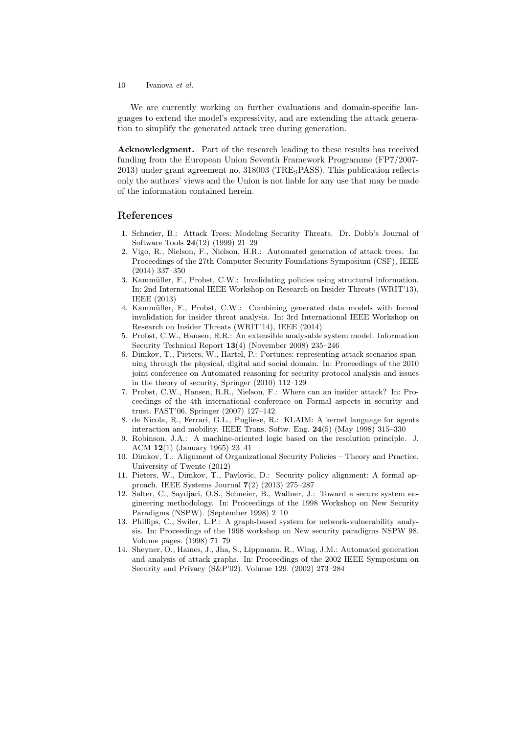We are currently working on further evaluations and domain-specific languages to extend the model's expressivity, and are extending the attack generation to simplify the generated attack tree during generation.

**Acknowledgment.** Part of the research leading to these results has received funding from the European Union Seventh Framework Programme (FP7/2007-2013) under grant agreement no. 318003 (TRE$_S$PASS). This publication reflects only the authors' views and the Union is not liable for any use that may be made of the information contained herein.

## References

1. Schneier, B.: Attack Trees: Modeling Security Threats. Dr. Dobb's Journal of Software Tools **24**(12) (1999) 21–29
2. Vigo, R., Nielson, F., Nielson, H.R.: Automated generation of attack trees. In: Proceedings of the 27th Computer Security Foundations Symposium (CSF), IEEE (2014) 337–350
3. Kammüller, F., Probst, C.W.: Invalidating policies using structural information. In: 2nd International IEEE Workshop on Research on Insider Threats (WRIT'13), IEEE (2013)
4. Kammüller, F., Probst, C.W.: Combining generated data models with formal invalidation for insider threat analysis. In: 3rd International IEEE Workshop on Research on Insider Threats (WRIT'14), IEEE (2014)
5. Probst, C.W., Hansen, R.R.: An extensible analysable system model. Information Security Technical Report **13**(4) (November 2008) 235–246
6. Dimkov, T., Pieters, W., Hartel, P.: Portunes: representing attack scenarios spanning through the physical, digital and social domain. In: Proceedings of the 2010 joint conference on Automated reasoning for security protocol analysis and issues in the theory of security, Springer (2010) 112–129
7. Probst, C.W., Hansen, R.R., Nielson, F.: Where can an insider attack? In: Proceedings of the 4th international conference on Formal aspects in security and trust. FAST'06, Springer (2007) 127–142
8. de Nicola, R., Ferrari, G.L., Pugliese, R.: KLAIM: A kernel language for agents interaction and mobility. IEEE Trans. Softw. Eng. **24**(5) (May 1998) 315–330
9. Robinson, J.A.: A machine-oriented logic based on the resolution principle. J. ACM **12**(1) (January 1965) 23–41
10. Dimkov, T.: Alignment of Organizational Security Policies – Theory and Practice. University of Twente (2012)
11. Pieters, W., Dimkov, T., Pavlovic, D.: Security policy alignment: A formal approach. IEEE Systems Journal **7**(2) (2013) 275–287
12. Salter, C., Saydjari, O.S., Schneier, B., Wallner, J.: Toward a secure system engineering methodology. In: Proceedings of the 1998 Workshop on New Security Paradigms (NSPW). (September 1998) 2–10
13. Phillips, C., Swiler, L.P.: A graph-based system for network-vulnerability analysis. In: Proceedings of the 1998 workshop on New security paradigms NSPW 98. Volume pages. (1998) 71–79
14. Sheyner, O., Haines, J., Jha, S., Lippmann, R., Wing, J.M.: Automated generation and analysis of attack graphs. In: Proceedings of the 2002 IEEE Symposium on Security and Privacy (S&P'02). Volume 129. (2002) 273–284